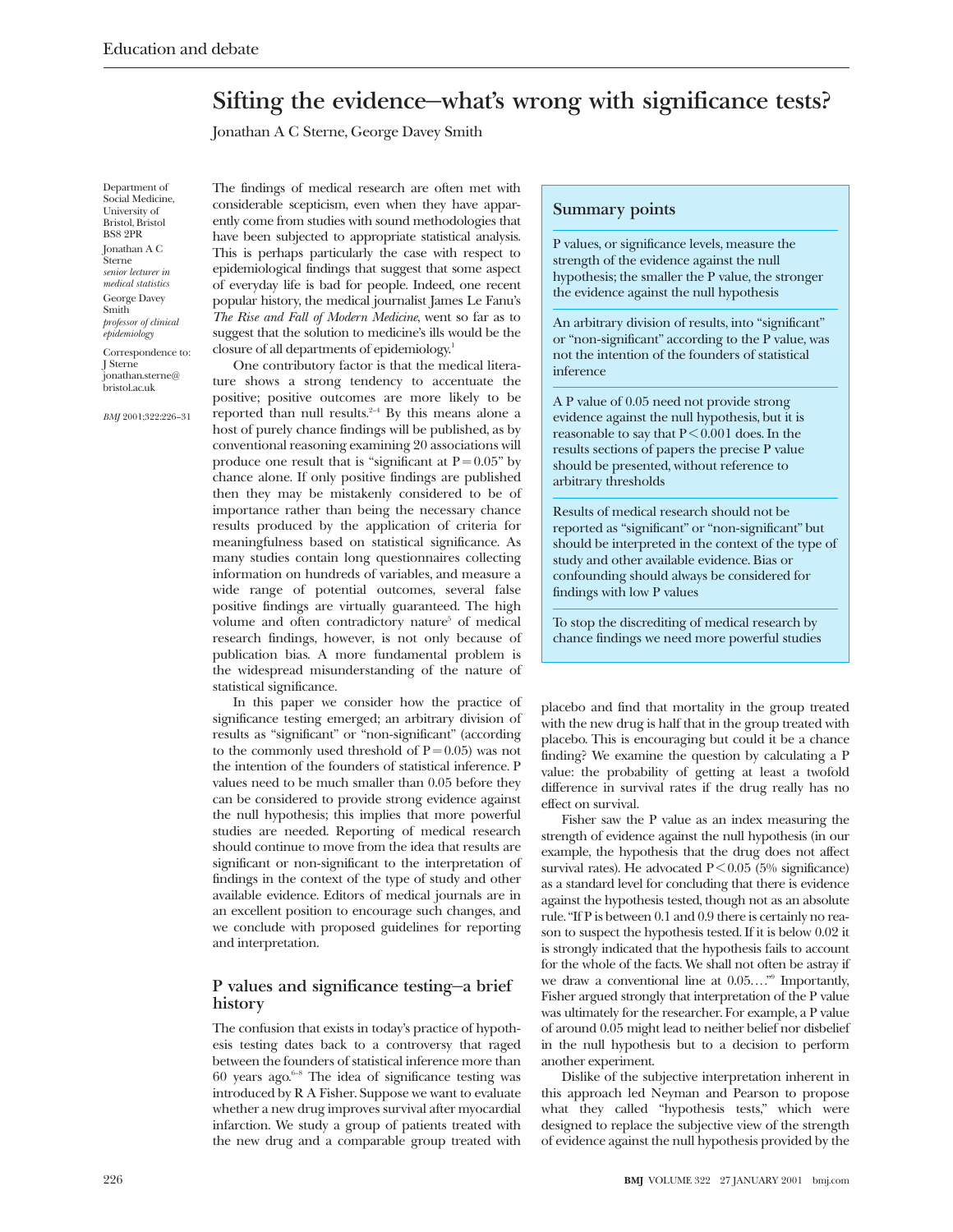# Sifting the evidence—what's wrong with significance tests?

Jonathan A C Sterne, George Davey Smith

Department of Social Medicine, University of Bristol, Bristol BS8 2PR

Jonathan A C Sterne *senior lecturer in medical statistics*

George Davey Smith *professor of clinical epidemiology*

Correspondence to: J Sterne jonathan.sterne@bristol.ac.uk

*BMJ* 2001;322:226–31

The findings of medical research are often met with considerable scepticism, even when they have apparently come from studies with sound methodologies that have been subjected to appropriate statistical analysis. This is perhaps particularly the case with respect to epidemiological findings that suggest that some aspect of everyday life is bad for people. Indeed, one recent popular history, the medical journalist James Le Fanu's *The Rise and Fall of Modern Medicine*, went so far as to suggest that the solution to medicine's ills would be the closure of all departments of epidemiology.[1]

One contributory factor is that the medical literature shows a strong tendency to accentuate the positive; positive outcomes are more likely to be reported than null results.[2–4] By this means alone a host of purely chance findings will be published, as by conventional reasoning examining 20 associations will produce one result that is "significant at P=0.05" by chance alone. If only positive findings are published then they may be mistakenly considered to be of importance rather than being the necessary chance results produced by the application of criteria for meaningfulness based on statistical significance. As many studies contain long questionnaires collecting information on hundreds of variables, and measure a wide range of potential outcomes, several false positive findings are virtually guaranteed. The high volume and often contradictory nature[5] of medical research findings, however, is not only because of publication bias. A more fundamental problem is the widespread misunderstanding of the nature of statistical significance.

In this paper we consider how the practice of significance testing emerged; an arbitrary division of results as "significant" or "non-significant" (according to the commonly used threshold of P=0.05) was not the intention of the founders of statistical inference. P values need to be much smaller than 0.05 before they can be considered to provide strong evidence against the null hypothesis; this implies that more powerful studies are needed. Reporting of medical research should continue to move from the idea that results are significant or non-significant to the interpretation of findings in the context of the type of study and other available evidence. Editors of medical journals are in an excellent position to encourage such changes, and we conclude with proposed guidelines for reporting and interpretation.

> **Summary points**
>
> P values, or significance levels, measure the strength of the evidence against the null hypothesis; the smaller the P value, the stronger the evidence against the null hypothesis
>
> An arbitrary division of results, into "significant" or "non-significant" according to the P value, was not the intention of the founders of statistical inference
>
> A P value of 0.05 need not provide strong evidence against the null hypothesis, but it is reasonable to say that P<0.001 does. In the results sections of papers the precise P value should be presented, without reference to arbitrary thresholds
>
> Results of medical research should not be reported as "significant" or "non-significant" but should be interpreted in the context of the type of study and other available evidence. Bias or confounding should always be considered for findings with low P values
>
> To stop the discrediting of medical research by chance findings we need more powerful studies

## P values and significance testing—a brief history

The confusion that exists in today's practice of hypothesis testing dates back to a controversy that raged between the founders of statistical inference more than 60 years ago.[6–8] The idea of significance testing was introduced by R A Fisher. Suppose we want to evaluate whether a new drug improves survival after myocardial infarction. We study a group of patients treated with the new drug and a comparable group treated with placebo and find that mortality in the group treated with the new drug is half that in the group treated with placebo. This is encouraging but could it be a chance finding? We examine the question by calculating a P value: the probability of getting at least a twofold difference in survival rates if the drug really has no effect on survival.

Fisher saw the P value as an index measuring the strength of evidence against the null hypothesis (in our example, the hypothesis that the drug does not affect survival rates). He advocated P<0.05 (5% significance) as a standard level for concluding that there is evidence against the hypothesis tested, though not as an absolute rule. "If P is between 0.1 and 0.9 there is certainly no reason to suspect the hypothesis tested. If it is below 0.02 it is strongly indicated that the hypothesis fails to account for the whole of the facts. We shall not often be astray if we draw a conventional line at 0.05…."[9] Importantly, Fisher argued strongly that interpretation of the P value was ultimately for the researcher. For example, a P value of around 0.05 might lead to neither belief nor disbelief in the null hypothesis but to a decision to perform another experiment.

Dislike of the subjective interpretation inherent in this approach led Neyman and Pearson to propose what they called "hypothesis tests," which were designed to replace the subjective view of the strength of evidence against the null hypothesis provided by the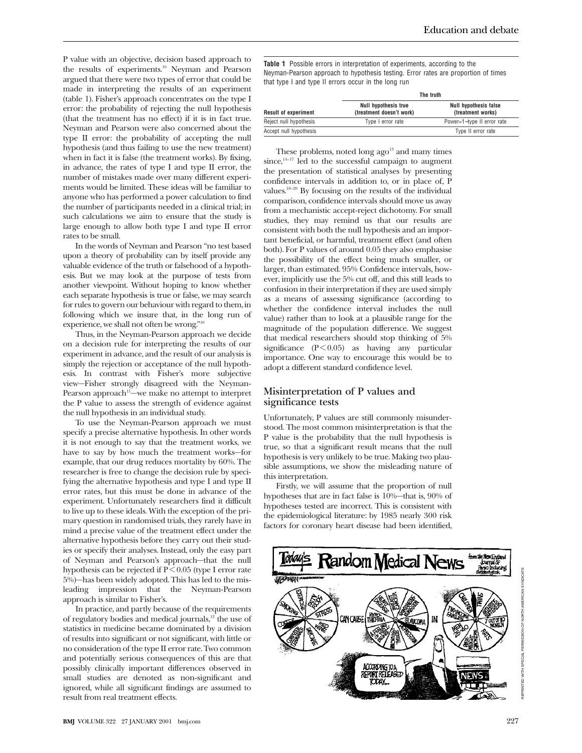P value with an objective, decision based approach to the results of experiments.[10] Neyman and Pearson argued that there were two types of error that could be made in interpreting the results of an experiment (table 1). Fisher's approach concentrates on the type I error: the probability of rejecting the null hypothesis (that the treatment has no effect) if it is in fact true. Neyman and Pearson were also concerned about the type II error: the probability of accepting the null hypothesis (and thus failing to use the new treatment) when in fact it is false (the treatment works). By fixing, in advance, the rates of type I and type II error, the number of mistakes made over many different experiments would be limited. These ideas will be familiar to anyone who has performed a power calculation to find the number of participants needed in a clinical trial; in such calculations we aim to ensure that the study is large enough to allow both type I and type II error rates to be small.

In the words of Neyman and Pearson "no test based upon a theory of probability can by itself provide any valuable evidence of the truth or falsehood of a hypothesis. But we may look at the purpose of tests from another viewpoint. Without hoping to know whether each separate hypothesis is true or false, we may search for rules to govern our behaviour with regard to them, in following which we insure that, in the long run of experience, we shall not often be wrong."[10]

Thus, in the Neyman-Pearson approach we decide on a decision rule for interpreting the results of our experiment in advance, and the result of our analysis is simply the rejection or acceptance of the null hypothesis. In contrast with Fisher's more subjective view—Fisher strongly disagreed with the Neyman-Pearson approach[11]—we make no attempt to interpret the P value to assess the strength of evidence against the null hypothesis in an individual study.

To use the Neyman-Pearson approach we must specify a precise alternative hypothesis. In other words it is not enough to say that the treatment works, we have to say by how much the treatment works—for example, that our drug reduces mortality by 60%. The researcher is free to change the decision rule by specifying the alternative hypothesis and type I and type II error rates, but this must be done in advance of the experiment. Unfortunately researchers find it difficult to live up to these ideals. With the exception of the primary question in randomised trials, they rarely have in mind a precise value of the treatment effect under the alternative hypothesis before they carry out their studies or specify their analyses. Instead, only the easy part of Neyman and Pearson's approach—that the null hypothesis can be rejected if $P < 0.05$ (type I error rate 5%)—has been widely adopted. This has led to the misleading impression that the Neyman-Pearson approach is similar to Fisher's.

In practice, and partly because of the requirements of regulatory bodies and medical journals,[12] the use of statistics in medicine became dominated by a division of results into significant or not significant, with little or no consideration of the type II error rate. Two common and potentially serious consequences of this are that possibly clinically important differences observed in small studies are denoted as non-significant and ignored, while all significant findings are assumed to result from real treatment effects.

**Table 1** Possible errors in interpretation of experiments, according to the Neyman-Pearson approach to hypothesis testing. Error rates are proportion of times that type I and type II errors occur in the long run

| | The truth | |
|---|---|---|
| **Result of experiment** | **Null hypothesis true (treatment doesn't work)** | **Null hypothesis false (treatment works)** |
| Reject null hypothesis | Type I error rate | Power=1−type II error rate |
| Accept null hypothesis | | Type II error rate |

These problems, noted long ago[13] and many times since,[14–17] led to the successful campaign to augment the presentation of statistical analyses by presenting confidence intervals in addition to, or in place of, P values.[18–20] By focusing on the results of the individual comparison, confidence intervals should move us away from a mechanistic accept-reject dichotomy. For small studies, they may remind us that our results are consistent with both the null hypothesis and an important beneficial, or harmful, treatment effect (and often both). For P values of around 0.05 they also emphasise the possibility of the effect being much smaller, or larger, than estimated. 95% Confidence intervals, however, implicitly use the 5% cut off, and this still leads to confusion in their interpretation if they are used simply as a means of assessing significance (according to whether the confidence interval includes the null value) rather than to look at a plausible range for the magnitude of the population difference. We suggest that medical researchers should stop thinking of 5% significance ($P < 0.05$) as having any particular importance. One way to encourage this would be to adopt a different standard confidence level.

## Misinterpretation of P values and significance tests

Unfortunately, P values are still commonly misunderstood. The most common misinterpretation is that the P value is the probability that the null hypothesis is true, so that a significant result means that the null hypothesis is very unlikely to be true. Making two plausible assumptions, we show the misleading nature of this interpretation.

Firstly, we will assume that the proportion of null hypotheses that are in fact false is 10%—that is, 90% of hypotheses tested are incorrect. This is consistent with the epidemiological literature: by 1985 nearly 300 risk factors for coronary heart disease had been identified,

REPRINTED WITH SPECIAL PERMISSION OF NORTH AMERICAN SYNDICATE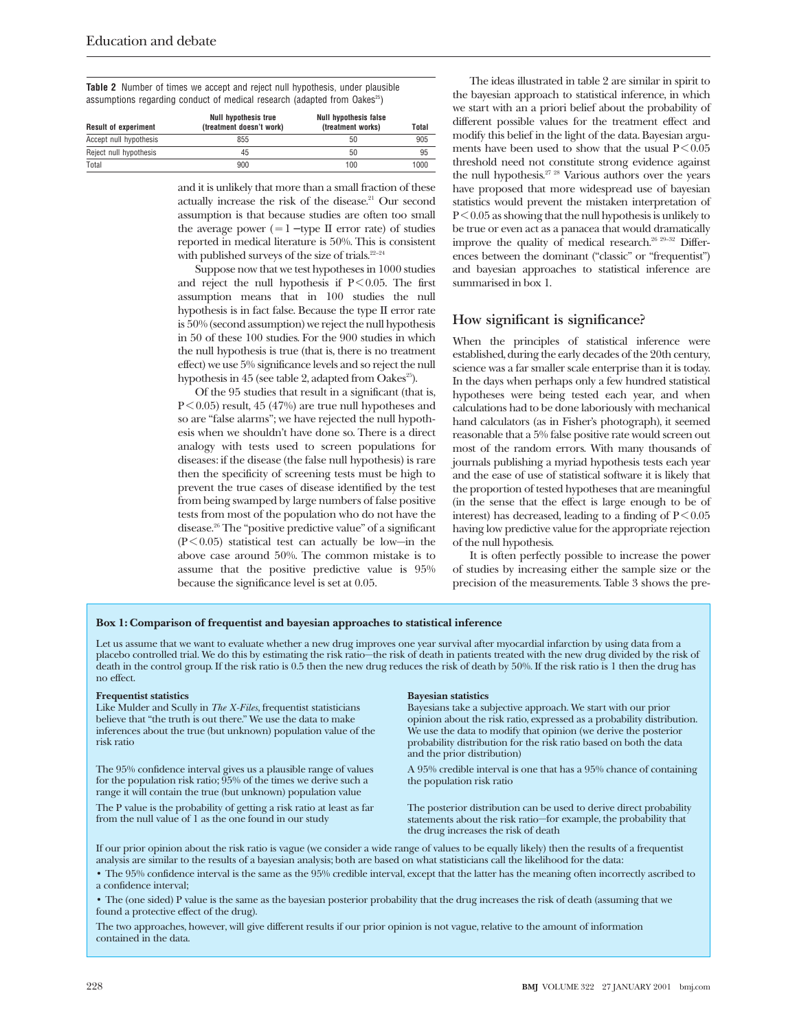**Table 2** Number of times we accept and reject null hypothesis, under plausible assumptions regarding conduct of medical research (adapted from Oakes[25])

| Result of experiment | Null hypothesis true (treatment doesn't work) | Null hypothesis false (treatment works) | Total |
|---|---|---|---|
| Accept null hypothesis | 855 | 50 | 905 |
| Reject null hypothesis | 45 | 50 | 95 |
| Total | 900 | 100 | 1000 |

and it is unlikely that more than a small fraction of these actually increase the risk of the disease.[21] Our second assumption is that because studies are often too small the average power (= 1 − type II error rate) of studies reported in medical literature is 50%. This is consistent with published surveys of the size of trials.[22–24]

Suppose now that we test hypotheses in 1000 studies and reject the null hypothesis if $P < 0.05$. The first assumption means that in 100 studies the null hypothesis is in fact false. Because the type II error rate is 50% (second assumption) we reject the null hypothesis in 50 of these 100 studies. For the 900 studies in which the null hypothesis is true (that is, there is no treatment effect) we use 5% significance levels and so reject the null hypothesis in 45 (see table 2, adapted from Oakes[25]).

Of the 95 studies that result in a significant (that is, $P < 0.05$) result, 45 (47%) are true null hypotheses and so are "false alarms"; we have rejected the null hypothesis when we shouldn't have done so. There is a direct analogy with tests used to screen populations for diseases: if the disease (the false null hypothesis) is rare then the specificity of screening tests must be high to prevent the true cases of disease identified by the test from being swamped by large numbers of false positive tests from most of the population who do not have the disease.[26] The "positive predictive value" of a significant ($P < 0.05$) statistical test can actually be low—in the above case around 50%. The common mistake is to assume that the positive predictive value is 95% because the significance level is set at 0.05.

The ideas illustrated in table 2 are similar in spirit to the bayesian approach to statistical inference, in which we start with an a priori belief about the probability of different possible values for the treatment effect and modify this belief in the light of the data. Bayesian arguments have been used to show that the usual $P < 0.05$ threshold need not constitute strong evidence against the null hypothesis.[27 28] Various authors over the years have proposed that more widespread use of bayesian statistics would prevent the mistaken interpretation of $P < 0.05$ as showing that the null hypothesis is unlikely to be true or even act as a panacea that would dramatically improve the quality of medical research.[26 29–32] Differences between the dominant ("classic" or "frequentist") and bayesian approaches to statistical inference are summarised in box 1.

## How significant is significance?

When the principles of statistical inference were established, during the early decades of the 20th century, science was a far smaller scale enterprise than it is today. In the days when perhaps only a few hundred statistical hypotheses were being tested each year, and when calculations had to be done laboriously with mechanical hand calculators (as in Fisher's photograph), it seemed reasonable that a 5% false positive rate would screen out most of the random errors. With many thousands of journals publishing a myriad hypothesis tests each year and the ease of use of statistical software it is likely that the proportion of tested hypotheses that are meaningful (in the sense that the effect is large enough to be of interest) has decreased, leading to a finding of $P < 0.05$ having low predictive value for the appropriate rejection of the null hypothesis.

It is often perfectly possible to increase the power of studies by increasing either the sample size or the precision of the measurements. Table 3 shows the pre-

**Box 1: Comparison of frequentist and bayesian approaches to statistical inference**

Let us assume that we want to evaluate whether a new drug improves one year survival after myocardial infarction by using data from a placebo controlled trial. We do this by estimating the risk ratio—the risk of death in patients treated with the new drug divided by the risk of death in the control group. If the risk ratio is 0.5 then the new drug reduces the risk of death by 50%. If the risk ratio is 1 then the drug has no effect.

**Frequentist statistics**

Like Mulder and Scully in *The X-Files*, frequentist statisticians believe that "the truth is out there." We use the data to make inferences about the true (but unknown) population value of the risk ratio

The 95% confidence interval gives us a plausible range of values for the population risk ratio; 95% of the times we derive such a range it will contain the true (but unknown) population value

The P value is the probability of getting a risk ratio at least as far from the null value of 1 as the one found in our study

**Bayesian statistics**

Bayesians take a subjective approach. We start with our prior opinion about the risk ratio, expressed as a probability distribution. We use the data to modify that opinion (we derive the posterior probability distribution for the risk ratio based on both the data and the prior distribution)

A 95% credible interval is one that has a 95% chance of containing the population risk ratio

The posterior distribution can be used to derive direct probability statements about the risk ratio—for example, the probability that the drug increases the risk of death

If our prior opinion about the risk ratio is vague (we consider a wide range of values to be equally likely) then the results of a frequentist analysis are similar to the results of a bayesian analysis; both are based on what statisticians call the likelihood for the data:

- The 95% confidence interval is the same as the 95% credible interval, except that the latter has the meaning often incorrectly ascribed to a confidence interval;
- The (one sided) P value is the same as the bayesian posterior probability that the drug increases the risk of death (assuming that we found a protective effect of the drug).

The two approaches, however, will give different results if our prior opinion is not vague, relative to the amount of information contained in the data.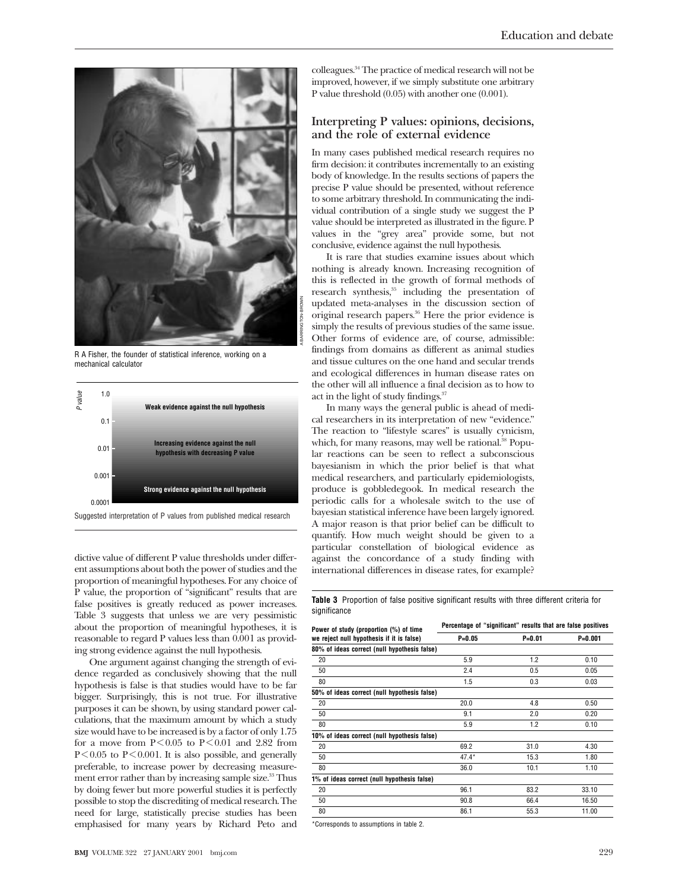R A Fisher, the founder of statistical inference, working on a mechanical calculator

Suggested interpretation of P values from published medical research

dictive value of different P value thresholds under different assumptions about both the power of studies and the proportion of meaningful hypotheses. For any choice of P value, the proportion of "significant" results that are false positives is greatly reduced as power increases. Table 3 suggests that unless we are very pessimistic about the proportion of meaningful hypotheses, it is reasonable to regard P values less than 0.001 as providing strong evidence against the null hypothesis.

One argument against changing the strength of evidence regarded as conclusively showing that the null hypothesis is false is that studies would have to be far bigger. Surprisingly, this is not true. For illustrative purposes it can be shown, by using standard power calculations, that the maximum amount by which a study size would have to be increased is by a factor of only 1.75 for a move from $P<0.05$ to $P<0.01$ and 2.82 from $P<0.05$ to $P<0.001$. It is also possible, and generally preferable, to increase power by decreasing measurement error rather than by increasing sample size.[33] Thus by doing fewer but more powerful studies it is perfectly possible to stop the discrediting of medical research. The need for large, statistically precise studies has been emphasised for many years by Richard Peto and colleagues.[34] The practice of medical research will not be improved, however, if we simply substitute one arbitrary P value threshold (0.05) with another one (0.001).

## Interpreting P values: opinions, decisions, and the role of external evidence

In many cases published medical research requires no firm decision: it contributes incrementally to an existing body of knowledge. In the results sections of papers the precise P value should be presented, without reference to some arbitrary threshold. In communicating the individual contribution of a single study we suggest the P value should be interpreted as illustrated in the figure. P values in the "grey area" provide some, but not conclusive, evidence against the null hypothesis.

It is rare that studies examine issues about which nothing is already known. Increasing recognition of this is reflected in the growth of formal methods of research synthesis,[35] including the presentation of updated meta-analyses in the discussion section of original research papers.[36] Here the prior evidence is simply the results of previous studies of the same issue. Other forms of evidence are, of course, admissible: findings from domains as different as animal studies and tissue cultures on the one hand and secular trends and ecological differences in human disease rates on the other will all influence a final decision as to how to act in the light of study findings.[37]

In many ways the general public is ahead of medical researchers in its interpretation of new "evidence." The reaction to "lifestyle scares" is usually cynicism, which, for many reasons, may well be rational.[38] Popular reactions can be seen to reflect a subconscious bayesianism in which the prior belief is that what medical researchers, and particularly epidemiologists, produce is gobbledegook. In medical research the periodic calls for a wholesale switch to the use of bayesian statistical inference have been largely ignored. A major reason is that prior belief can be difficult to quantify. How much weight should be given to a particular constellation of biological evidence as against the concordance of a study finding with international differences in disease rates, for example?

**Table 3** Proportion of false positive significant results with three different criteria for significance

| Power of study (proportion (%) of time we reject null hypothesis if it is false) | Percentage of "significant" results that are false positives | | |
|---|---|---|---|
| | P=0.05 | P=0.01 | P=0.001 |
| **80% of ideas correct (null hypothesis false)** | | | |
| 20 | 5.9 | 1.2 | 0.10 |
| 50 | 2.4 | 0.5 | 0.05 |
| 80 | 1.5 | 0.3 | 0.03 |
| **50% of ideas correct (null hypothesis false)** | | | |
| 20 | 20.0 | 4.8 | 0.50 |
| 50 | 9.1 | 2.0 | 0.20 |
| 80 | 5.9 | 1.2 | 0.10 |
| **10% of ideas correct (null hypothesis false)** | | | |
| 20 | 69.2 | 31.0 | 4.30 |
| 50 | 47.4* | 15.3 | 1.80 |
| 80 | 36.0 | 10.1 | 1.10 |
| **1% of ideas correct (null hypothesis false)** | | | |
| 20 | 96.1 | 83.2 | 33.10 |
| 50 | 90.8 | 66.4 | 16.50 |
| 80 | 86.1 | 55.3 | 11.00 |

*Corresponds to assumptions in table 2.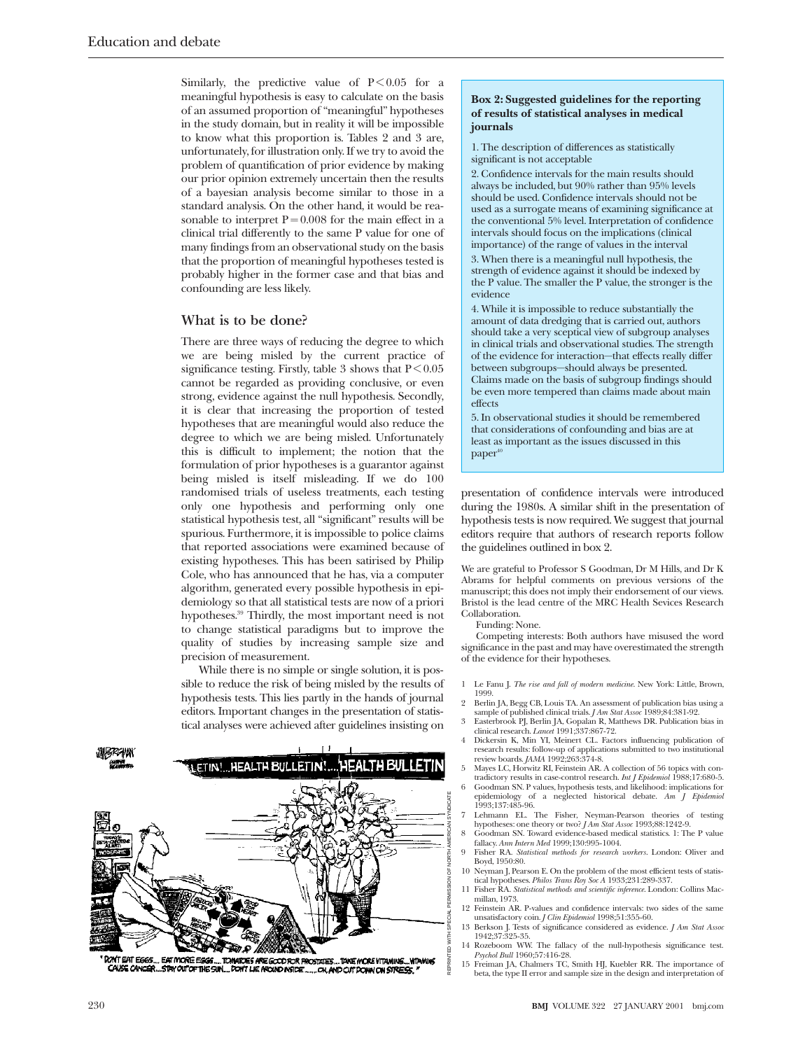Similarly, the predictive value of $P<0.05$ for a meaningful hypothesis is easy to calculate on the basis of an assumed proportion of "meaningful" hypotheses in the study domain, but in reality it will be impossible to know what this proportion is. Tables 2 and 3 are, unfortunately, for illustration only. If we try to avoid the problem of quantification of prior evidence by making our prior opinion extremely uncertain then the results of a bayesian analysis become similar to those in a standard analysis. On the other hand, it would be reasonable to interpret $P=0.008$ for the main effect in a clinical trial differently to the same P value for one of many findings from an observational study on the basis that the proportion of meaningful hypotheses tested is probably higher in the former case and that bias and confounding are less likely.

## What is to be done?

There are three ways of reducing the degree to which we are being misled by the current practice of significance testing. Firstly, table 3 shows that $P<0.05$ cannot be regarded as providing conclusive, or even strong, evidence against the null hypothesis. Secondly, it is clear that increasing the proportion of tested hypotheses that are meaningful would also reduce the degree to which we are being misled. Unfortunately this is difficult to implement; the notion that the formulation of prior hypotheses is a guarantor against being misled is itself misleading. If we do 100 randomised trials of useless treatments, each testing only one hypothesis and performing only one statistical hypothesis test, all "significant" results will be spurious. Furthermore, it is impossible to police claims that reported associations were examined because of existing hypotheses. This has been satirised by Philip Cole, who has announced that he has, via a computer algorithm, generated every possible hypothesis in epidemiology so that all statistical tests are now of a priori hypotheses.[39] Thirdly, the most important need is not to change statistical paradigms but to improve the quality of studies by increasing sample size and precision of measurement.

While there is no simple or single solution, it is possible to reduce the risk of being misled by the results of hypothesis tests. This lies partly in the hands of journal editors. Important changes in the presentation of statistical analyses were achieved after guidelines insisting on presentation of confidence intervals were introduced during the 1980s. A similar shift in the presentation of hypothesis tests is now required. We suggest that journal editors require that authors of research reports follow the guidelines outlined in box 2.

"DON'T EAT EGGS.... EAT MORE EGGS.... TOMATOES ARE GOOD FOR PROSTATES... TAKE MORE VITAMINS.... VITAMINS CAUSE CANCER....STAY OUT OF THE SUN.... DON'T LIE AROUND INSIDE.......OH, AND CUT DOWN ON STRESS."

REPRINTED WITH SPECIAL PERMISSION OF NORTH AMERICAN SYNDICATE

**Box 2: Suggested guidelines for the reporting of results of statistical analyses in medical journals**

1. The description of differences as statistically significant is not acceptable
2. Confidence intervals for the main results should always be included, but 90% rather than 95% levels should be used. Confidence intervals should not be used as a surrogate means of examining significance at the conventional 5% level. Interpretation of confidence intervals should focus on the implications (clinical importance) of the range of values in the interval
3. When there is a meaningful null hypothesis, the strength of evidence against it should be indexed by the P value. The smaller the P value, the stronger is the evidence
4. While it is impossible to reduce substantially the amount of data dredging that is carried out, authors should take a very sceptical view of subgroup analyses in clinical trials and observational studies. The strength of the evidence for interaction—that effects really differ between subgroups—should always be presented. Claims made on the basis of subgroup findings should be even more tempered than claims made about main effects
5. In observational studies it should be remembered that considerations of confounding and bias are at least as important as the issues discussed in this paper[40]

We are grateful to Professor S Goodman, Dr M Hills, and Dr K Abrams for helpful comments on previous versions of the manuscript; this does not imply their endorsement of our views. Bristol is the lead centre of the MRC Health Sevices Research Collaboration.

Funding: None.

Competing interests: Both authors have misused the word significance in the past and may have overestimated the strength of the evidence for their hypotheses.

1. Le Fanu J. *The rise and fall of modern medicine*. New York: Little, Brown, 1999.
2. Berlin JA, Begg CB, Louis TA. An assessment of publication bias using a sample of published clinical trials. *J Am Stat Assoc* 1989;84:381-92.
3. Easterbrook PJ, Berlin JA, Gopalan R, Matthews DR. Publication bias in clinical research. *Lancet* 1991;337:867-72.
4. Dickersin K, Min YI, Meinert CL. Factors influencing publication of research results: follow-up of applications submitted to two institutional review boards. *JAMA* 1992;263:374-8.
5. Mayes LC, Horwitz RI, Feinstein AR. A collection of 56 topics with contradictory results in case-control research. *Int J Epidemiol* 1988;17:680-5.
6. Goodman SN. P values, hypothesis tests, and likelihood: implications for epidemiology of a neglected historical debate. *Am J Epidemiol* 1993;137:485-96.
7. Lehmann EL. The Fisher, Neyman-Pearson theories of testing hypotheses: one theory or two? *J Am Stat Assoc* 1993;88:1242-9.
8. Goodman SN. Toward evidence-based medical statistics. 1: The P value fallacy. *Ann Intern Med* 1999;130:995-1004.
9. Fisher RA. *Statistical methods for research workers*. London: Oliver and Boyd, 1950:80.
10. Neyman J, Pearson E. On the problem of the most efficient tests of statistical hypotheses. *Philos Trans Roy Soc A* 1933;231:289-337.
11. Fisher RA. *Statistical methods and scientific inference*. London: Collins Macmillan, 1973.
12. Feinstein AR. P-values and confidence intervals: two sides of the same unsatisfactory coin. *J Clin Epidemiol* 1998;51:355-60.
13. Berkson J. Tests of significance considered as evidence. *J Am Stat Assoc* 1942;37:325-35.
14. Rozeboom WW. The fallacy of the null-hypothesis significance test. *Psychol Bull* 1960;57:416-28.
15. Freiman JA, Chalmers TC, Smith HJ, Kuebler RR. The importance of beta, the type II error and sample size in the design and interpretation of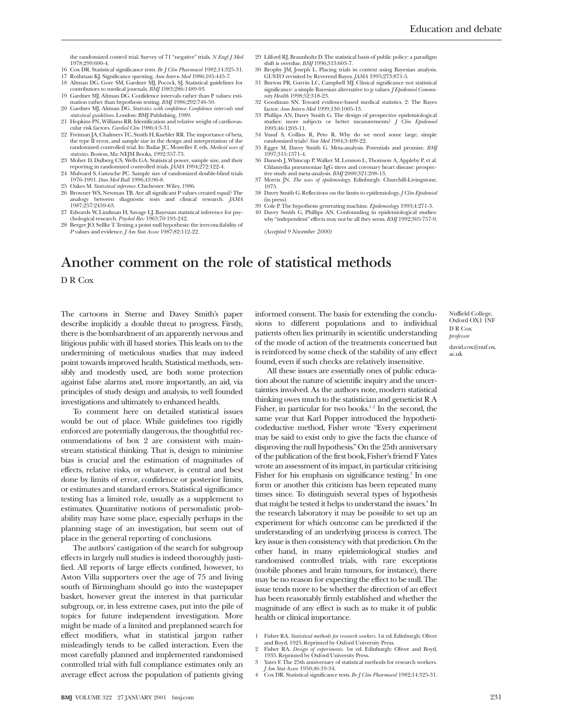the randomized control trial. Survey of 71 "negative" trials. *N Engl J Med* 1978;299:690-4.

16 Cox DR. Statistical significance tests. *Br J Clin Pharmacol* 1982;14:325-31.
17 Rothman KJ. Significance questing. *Ann Intern Med* 1986;105:445-7.
18 Altman DG, Gore SM, Gardner MJ, Pocock, SJ. Statistical guidelines for contributors to medical journals. *BMJ* 1983;286:1489-93.
19 Gardner MJ, Altman DG. Confidence intervals rather than P values: estimation rather than hypothesis testing. *BMJ* 1986;292:746-50.
20 Gardner MJ, Altman DG. *Statistics with confidence. Confidence intervals and statistical guidelines.* London: BMJ Publishing, 1989.
21 Hopkins PN, Williams RR. Identification and relative weight of cardiovascular risk factors. *Cardiol Clin* 1986;4:3-31.
22 Freiman JA, Chalmers TC, Smith H, Kuebler RR. The importance of beta, the type II error, and sample size in the design and interpretation of the randomized controlled trial. In: Bailar JC, Mosteller F, eds. *Medical uses of statistics.* Boston, Ma: NEJM Books, 1992:357-73.
23 Moher D, Dulberg CS, Wells GA. Statistical power, sample size, and their reporting in randomized controlled trials. *JAMA* 1994;272:122-4.
24 Mulward S, Gøtzsche PC. Sample size of randomized double-blind trials 1976-1991. *Dan Med Bull* 1996;43:96-8.
25 Oakes M. *Statistical inference.* Chichester: Wiley, 1986.
26 Browner WS, Newman TB. Are all significant P values created equal? The analogy between diagnostic tests and clinical research. *JAMA* 1987;257:2459-63.
27 Edwards W, Lindman H, Savage LJ. Bayesian statistical inference for psychological research. *Psychol Rev* 1963;70:193-242.
28 Berger JO, Sellke T. Testing a point null hypothesis: the irreconcilability of *P* values and evidence. *J Am Stat Assoc* 1987;82:112-22.
29 Lilford RJ, Braunholtz D. The statistical basis of public policy: a paradigm shift is overdue. *BMJ* 1996;313:603-7.
30 Brophy JM, Joseph L. Placing trials in context using Bayesian analysis. GUSTO revisited by Reverend Bayes. *JAMA* 1995;273:871-5.
31 Burton PR, Gurrin LC, Campbell MJ. Clinical significance not statistical significance: a simple Bayesian alternative to p values. *J Epidemiol Community Health* 1998;52:318-23.
32 Goodman SN. Toward evidence-based medical statistics. 2: The Bayes factor. *Ann Intern Med* 1999;130:1005-13.
33 Phillips AN, Davey Smith G. The design of prospective epidemiological studies: more subjects or better measurements? *J Clin Epidemiol* 1993;46:1203-11.
34 Yusuf S, Collins R, Peto R. Why do we need some large, simple randomized trials? *Stat Med* 1984;3:409-22.
35 Egger M, Davey Smith G. Meta-analysis. Potentials and promise. *BMJ* 1997;315:1371-4.
36 Danesh J, Whincup P, Walker M, Lennon L, Thomson A, Appleby P, et al. Chlamydia pneumoniae IgG titres and coronary heart disease: prospective study and meta-analysis. *BMJ* 2000;321:208-13.
37 Morris JN. *The uses of epidemiology.* Edinburgh: Churchill-Livingstone, 1975.
38 Davey Smith G. Reflections on the limits to epidemiology. *J Clin Epidemiol* (in press).
39 Cole P. The hypothesis generating machine. *Epidemiology* 1993;4:271-3.
40 Davey Smith G, Phillips AN. Confounding in epidemiological studies: why "independent" effects may not be all they seem. *BMJ* 1992;305:757-9.

*(Accepted 9 November 2000)*

# Another comment on the role of statistical methods

D R Cox

Nuffield College, Oxford OX1 1NF
D R Cox
*professor*
david.cox@nuf.ox.ac.uk

The cartoons in Sterne and Davey Smith's paper describe implicitly a double threat to progress. Firstly, there is the bombardment of an apparently nervous and litigious public with ill based stories. This leads on to the undermining of meticulous studies that may indeed point towards improved health. Statistical methods, sensibly and modestly used, are both some protection against false alarms and, more importantly, an aid, via principles of study design and analysis, to well founded investigations and ultimately to enhanced health.

To comment here on detailed statistical issues would be out of place. While guidelines too rigidly enforced are potentially dangerous, the thoughtful recommendations of box 2 are consistent with mainstream statistical thinking. That is, design to minimise bias is crucial and the estimation of magnitudes of effects, relative risks, or whatever, is central and best done by limits of error, confidence or posterior limits, or estimates and standard errors. Statistical significance testing has a limited role, usually as a supplement to estimates. Quantitative notions of personalistic probability may have some place, especially perhaps in the planning stage of an investigation, but seem out of place in the general reporting of conclusions.

The authors' castigation of the search for subgroup effects in largely null studies is indeed thoroughly justified. All reports of large effects confined, however, to Aston Villa supporters over the age of 75 and living south of Birmingham should go into the wastepaper basket, however great the interest in that particular subgroup, or, in less extreme cases, put into the pile of topics for future independent investigation. More might be made of a limited and preplanned search for effect modifiers, what in statistical jargon rather misleadingly tends to be called interaction. Even the most carefully planned and implemented randomised controlled trial with full compliance estimates only an average effect across the population of patients giving informed consent. The basis for extending the conclusions to different populations and to individual patients often lies primarily in scientific understanding of the mode of action of the treatments concerned but is reinforced by some check of the stability of any effect found, even if such checks are relatively insensitive.

All these issues are essentially ones of public education about the nature of scientific inquiry and the uncertainties involved. As the authors note, modern statistical thinking owes much to the statistician and geneticist R A Fisher, in particular for two books.[1 2] In the second, the same year that Karl Popper introduced the hypotheticodeductive method, Fisher wrote "Every experiment may be said to exist only to give the facts the chance of disproving the null hypothesis." On the 25th anniversary of the publication of the first book, Fisher's friend F Yates wrote an assessment of its impact, in particular criticising Fisher for his emphasis on significance testing.[3] In one form or another this criticism has been repeated many times since. To distinguish several types of hypothesis that might be tested it helps to understand the issues.[4] In the research laboratory it may be possible to set up an experiment for which outcome can be predicted if the understanding of an underlying process is correct. The key issue is then consistency with that prediction. On the other hand, in many epidemiological studies and randomised controlled trials, with rare exceptions (mobile phones and brain tumours, for instance), there may be no reason for expecting the effect to be null. The issue tends more to be whether the direction of an effect has been reasonably firmly established and whether the magnitude of any effect is such as to make it of public health or clinical importance.

1 Fisher RA. *Statistical methods for research workers.* 1st ed. Edinburgh: Oliver and Boyd, 1925. Reprinted by Oxford University Press.
2 Fisher RA. *Design of experiments.* 1st ed. Edinburgh: Oliver and Boyd, 1935. Reprinted by Oxford University Press.
3 Yates F. The 25th anniversary of statistical methods for research workers. *J Am Stat Assoc* 1950;46:19-34.
4 Cox DR. Statistical significance tests. *Br J Clin Pharmacol* 1982;14:325-31.